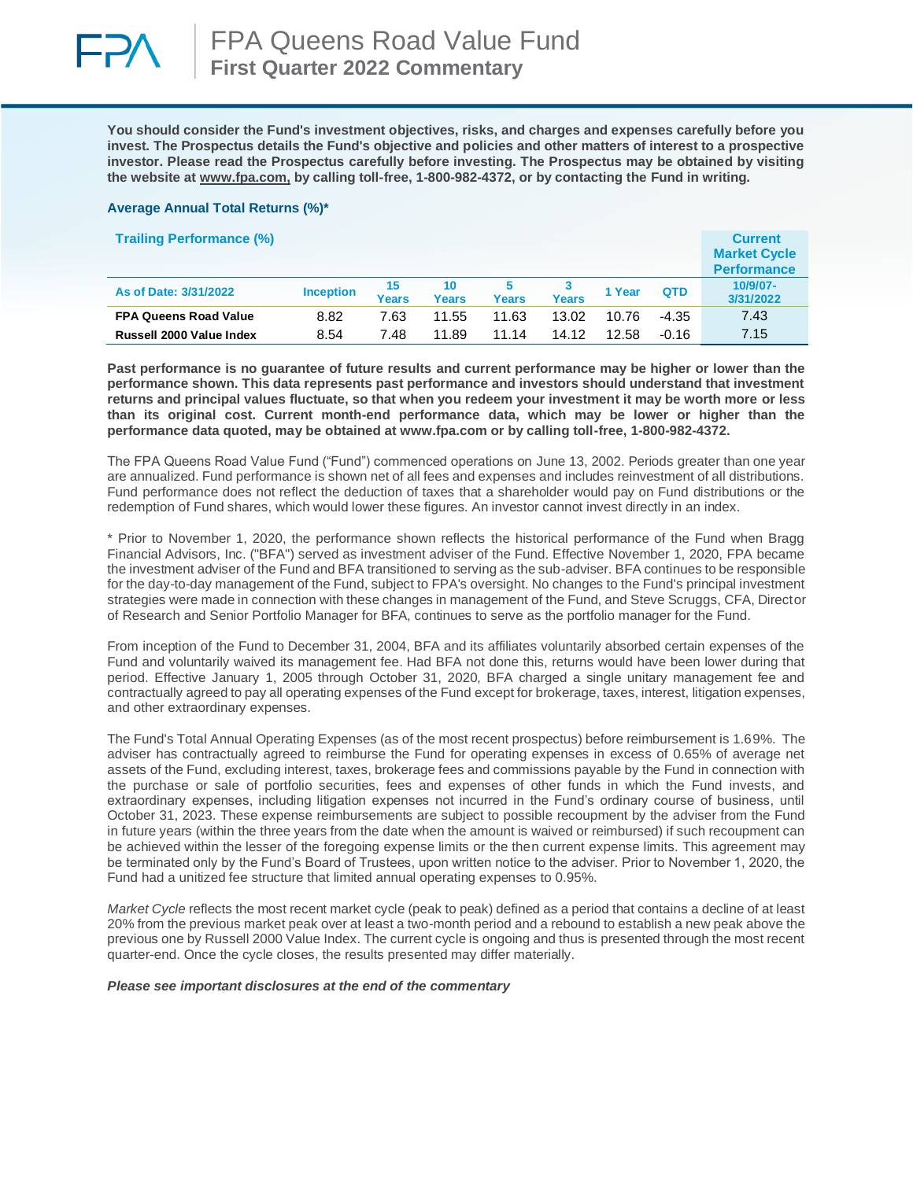# FPA Queens Road Value Fund
## First Quarter 2022 Commentary

**You should consider the Fund's investment objectives, risks, and charges and expenses carefully before you invest. The Prospectus details the Fund's objective and policies and other matters of interest to a prospective investor. Please read the Prospectus carefully before investing. The Prospectus may be obtained by visiting the website at www.fpa.com, by calling toll-free, 1-800-982-4372, or by contacting the Fund in writing.**

### Average Annual Total Returns (%)*

| Trailing Performance (%) | | | | | | | | Current Market Cycle Performance |
|---|---|---|---|---|---|---|---|---|
| **As of Date: 3/31/2022** | **Inception** | **15 Years** | **10 Years** | **5 Years** | **3 Years** | **1 Year** | **QTD** | **10/9/07-3/31/2022** |
| **FPA Queens Road Value** | 8.82 | 7.63 | 11.55 | 11.63 | 13.02 | 10.76 | -4.35 | 7.43 |
| **Russell 2000 Value Index** | 8.54 | 7.48 | 11.89 | 11.14 | 14.12 | 12.58 | -0.16 | 7.15 |

**Past performance is no guarantee of future results and current performance may be higher or lower than the performance shown. This data represents past performance and investors should understand that investment returns and principal values fluctuate, so that when you redeem your investment it may be worth more or less than its original cost. Current month-end performance data, which may be lower or higher than the performance data quoted, may be obtained at www.fpa.com or by calling toll-free, 1-800-982-4372.**

The FPA Queens Road Value Fund ("Fund") commenced operations on June 13, 2002. Periods greater than one year are annualized. Fund performance is shown net of all fees and expenses and includes reinvestment of all distributions. Fund performance does not reflect the deduction of taxes that a shareholder would pay on Fund distributions or the redemption of Fund shares, which would lower these figures. An investor cannot invest directly in an index.

* Prior to November 1, 2020, the performance shown reflects the historical performance of the Fund when Bragg Financial Advisors, Inc. ("BFA") served as investment adviser of the Fund. Effective November 1, 2020, FPA became the investment adviser of the Fund and BFA transitioned to serving as the sub-adviser. BFA continues to be responsible for the day-to-day management of the Fund, subject to FPA's oversight. No changes to the Fund's principal investment strategies were made in connection with these changes in management of the Fund, and Steve Scruggs, CFA, Director of Research and Senior Portfolio Manager for BFA, continues to serve as the portfolio manager for the Fund.

From inception of the Fund to December 31, 2004, BFA and its affiliates voluntarily absorbed certain expenses of the Fund and voluntarily waived its management fee. Had BFA not done this, returns would have been lower during that period. Effective January 1, 2005 through October 31, 2020, BFA charged a single unitary management fee and contractually agreed to pay all operating expenses of the Fund except for brokerage, taxes, interest, litigation expenses, and other extraordinary expenses.

The Fund's Total Annual Operating Expenses (as of the most recent prospectus) before reimbursement is 1.69%. The adviser has contractually agreed to reimburse the Fund for operating expenses in excess of 0.65% of average net assets of the Fund, excluding interest, taxes, brokerage fees and commissions payable by the Fund in connection with the purchase or sale of portfolio securities, fees and expenses of other funds in which the Fund invests, and extraordinary expenses, including litigation expenses not incurred in the Fund's ordinary course of business, until October 31, 2023. These expense reimbursements are subject to possible recoupment by the adviser from the Fund in future years (within the three years from the date when the amount is waived or reimbursed) if such recoupment can be achieved within the lesser of the foregoing expense limits or the then current expense limits. This agreement may be terminated only by the Fund's Board of Trustees, upon written notice to the adviser. Prior to November 1, 2020, the Fund had a unitized fee structure that limited annual operating expenses to 0.95%.

*Market Cycle* reflects the most recent market cycle (peak to peak) defined as a period that contains a decline of at least 20% from the previous market peak over at least a two-month period and a rebound to establish a new peak above the previous one by Russell 2000 Value Index. The current cycle is ongoing and thus is presented through the most recent quarter-end. Once the cycle closes, the results presented may differ materially.

***Please see important disclosures at the end of the commentary***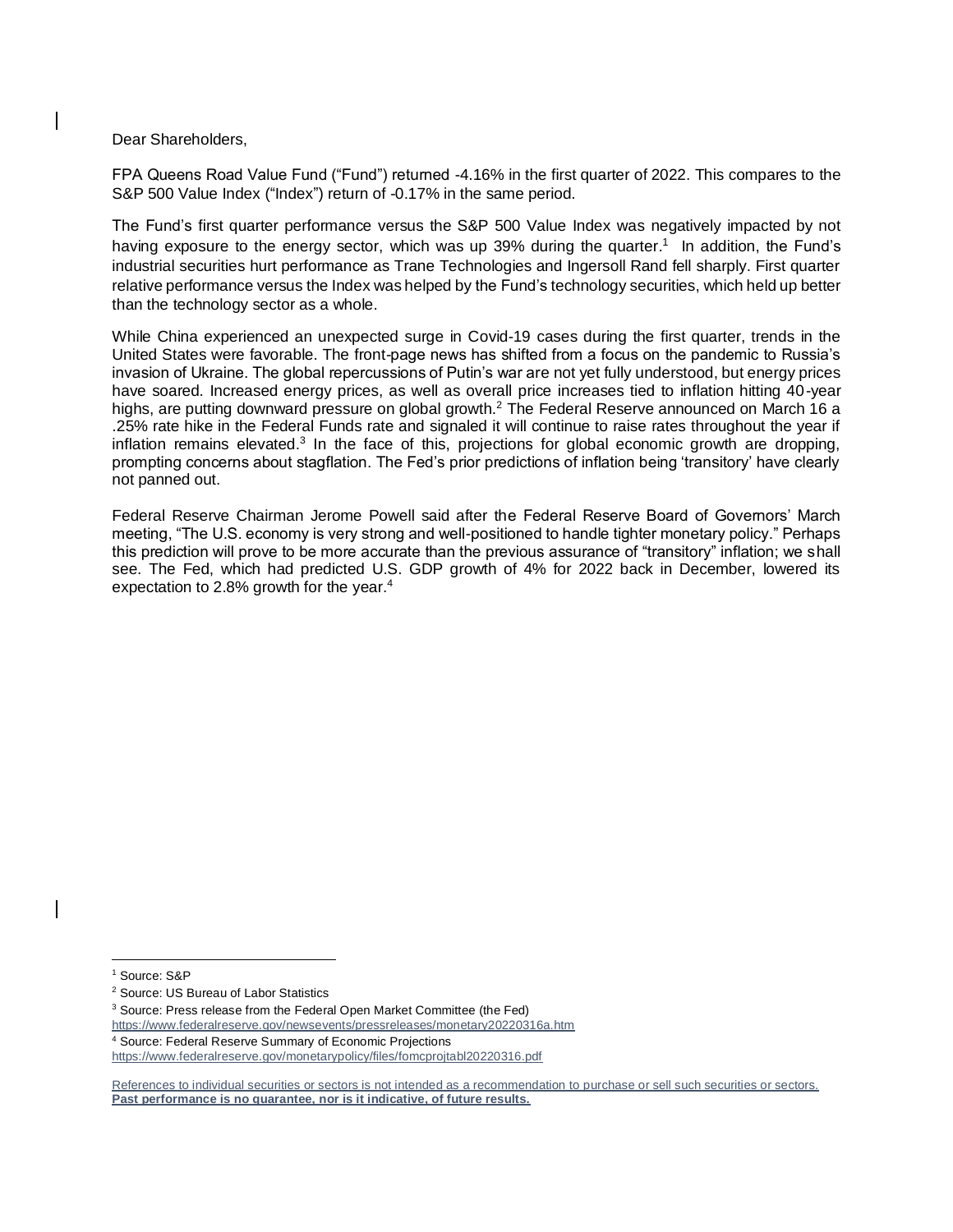Dear Shareholders,

FPA Queens Road Value Fund ("Fund") returned -4.16% in the first quarter of 2022. This compares to the S&P 500 Value Index ("Index") return of -0.17% in the same period.

The Fund's first quarter performance versus the S&P 500 Value Index was negatively impacted by not having exposure to the energy sector, which was up 39% during the quarter.[1] In addition, the Fund's industrial securities hurt performance as Trane Technologies and Ingersoll Rand fell sharply. First quarter relative performance versus the Index was helped by the Fund's technology securities, which held up better than the technology sector as a whole.

While China experienced an unexpected surge in Covid-19 cases during the first quarter, trends in the United States were favorable. The front-page news has shifted from a focus on the pandemic to Russia's invasion of Ukraine. The global repercussions of Putin's war are not yet fully understood, but energy prices have soared. Increased energy prices, as well as overall price increases tied to inflation hitting 40-year highs, are putting downward pressure on global growth.[2] The Federal Reserve announced on March 16 a .25% rate hike in the Federal Funds rate and signaled it will continue to raise rates throughout the year if inflation remains elevated.[3] In the face of this, projections for global economic growth are dropping, prompting concerns about stagflation. The Fed's prior predictions of inflation being 'transitory' have clearly not panned out.

Federal Reserve Chairman Jerome Powell said after the Federal Reserve Board of Governors' March meeting, "The U.S. economy is very strong and well-positioned to handle tighter monetary policy." Perhaps this prediction will prove to be more accurate than the previous assurance of "transitory" inflation; we shall see. The Fed, which had predicted U.S. GDP growth of 4% for 2022 back in December, lowered its expectation to 2.8% growth for the year.[4]

---

[1] Source: S&P

[2] Source: US Bureau of Labor Statistics

[3] Source: Press release from the Federal Open Market Committee (the Fed) https://www.federalreserve.gov/newsevents/pressreleases/monetary20220316a.htm

[4] Source: Federal Reserve Summary of Economic Projections https://www.federalreserve.gov/monetarypolicy/files/fomcprojtabl20220316.pdf

References to individual securities or sectors is not intended as a recommendation to purchase or sell such securities or sectors.
**Past performance is no guarantee, nor is it indicative, of future results.**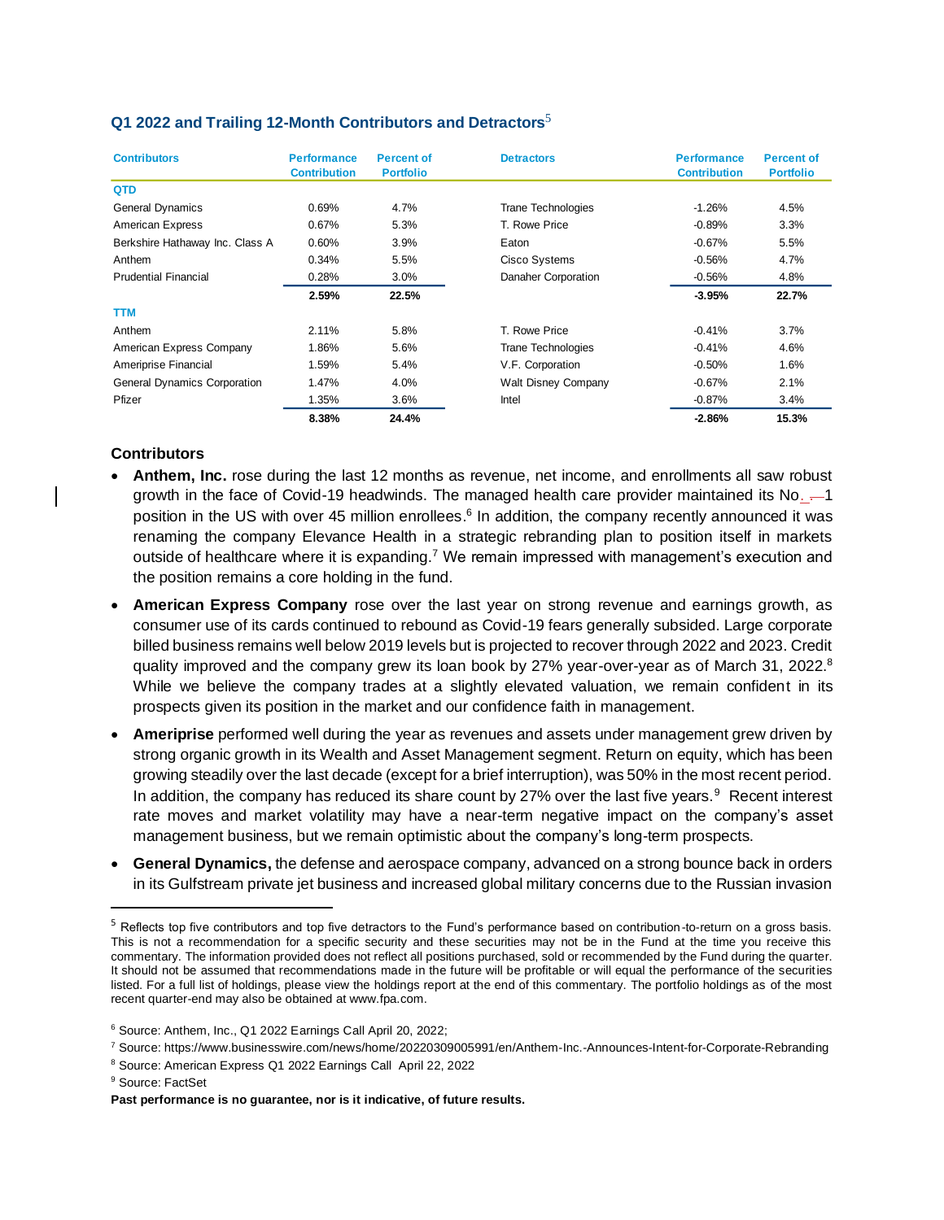### Q1 2022 and Trailing 12-Month Contributors and Detractors[5]

| Contributors | Performance Contribution | Percent of Portfolio | Detractors | Performance Contribution | Percent of Portfolio |
|---|---|---|---|---|---|
| **QTD** | | | | | |
| General Dynamics | 0.69% | 4.7% | Trane Technologies | -1.26% | 4.5% |
| American Express | 0.67% | 5.3% | T. Rowe Price | -0.89% | 3.3% |
| Berkshire Hathaway Inc. Class A | 0.60% | 3.9% | Eaton | -0.67% | 5.5% |
| Anthem | 0.34% | 5.5% | Cisco Systems | -0.56% | 4.7% |
| Prudential Financial | 0.28% | 3.0% | Danaher Corporation | -0.56% | 4.8% |
| | **2.59%** | **22.5%** | | **-3.95%** | **22.7%** |
| **TTM** | | | | | |
| Anthem | 2.11% | 5.8% | T. Rowe Price | -0.41% | 3.7% |
| American Express Company | 1.86% | 5.6% | Trane Technologies | -0.41% | 4.6% |
| Ameriprise Financial | 1.59% | 5.4% | V.F. Corporation | -0.50% | 1.6% |
| General Dynamics Corporation | 1.47% | 4.0% | Walt Disney Company | -0.67% | 2.1% |
| Pfizer | 1.35% | 3.6% | Intel | -0.87% | 3.4% |
| | **8.38%** | **24.4%** | | **-2.86%** | **15.3%** |

### Contributors

- **Anthem, Inc.** rose during the last 12 months as revenue, net income, and enrollments all saw robust growth in the face of Covid-19 headwinds. The managed health care provider maintained its No. 1 position in the US with over 45 million enrollees.[6] In addition, the company recently announced it was renaming the company Elevance Health in a strategic rebranding plan to position itself in markets outside of healthcare where it is expanding.[7] We remain impressed with management's execution and the position remains a core holding in the fund.
- **American Express Company** rose over the last year on strong revenue and earnings growth, as consumer use of its cards continued to rebound as Covid-19 fears generally subsided. Large corporate billed business remains well below 2019 levels but is projected to recover through 2022 and 2023. Credit quality improved and the company grew its loan book by 27% year-over-year as of March 31, 2022.[8] While we believe the company trades at a slightly elevated valuation, we remain confident in its prospects given its position in the market and our confidence faith in management.
- **Ameriprise** performed well during the year as revenues and assets under management grew driven by strong organic growth in its Wealth and Asset Management segment. Return on equity, which has been growing steadily over the last decade (except for a brief interruption), was 50% in the most recent period. In addition, the company has reduced its share count by 27% over the last five years.[9] Recent interest rate moves and market volatility may have a near-term negative impact on the company's asset management business, but we remain optimistic about the company's long-term prospects.
- **General Dynamics,** the defense and aerospace company, advanced on a strong bounce back in orders in its Gulfstream private jet business and increased global military concerns due to the Russian invasion

---

[5] Reflects top five contributors and top five detractors to the Fund's performance based on contribution-to-return on a gross basis. This is not a recommendation for a specific security and these securities may not be in the Fund at the time you receive this commentary. The information provided does not reflect all positions purchased, sold or recommended by the Fund during the quarter. It should not be assumed that recommendations made in the future will be profitable or will equal the performance of the securities listed. For a full list of holdings, please view the holdings report at the end of this commentary. The portfolio holdings as of the most recent quarter-end may also be obtained at www.fpa.com.

[6] Source: Anthem, Inc., Q1 2022 Earnings Call April 20, 2022;

[7] Source: https://www.businesswire.com/news/home/20220309005991/en/Anthem-Inc.-Announces-Intent-for-Corporate-Rebranding

[8] Source: American Express Q1 2022 Earnings Call April 22, 2022

[9] Source: FactSet

**Past performance is no guarantee, nor is it indicative, of future results.**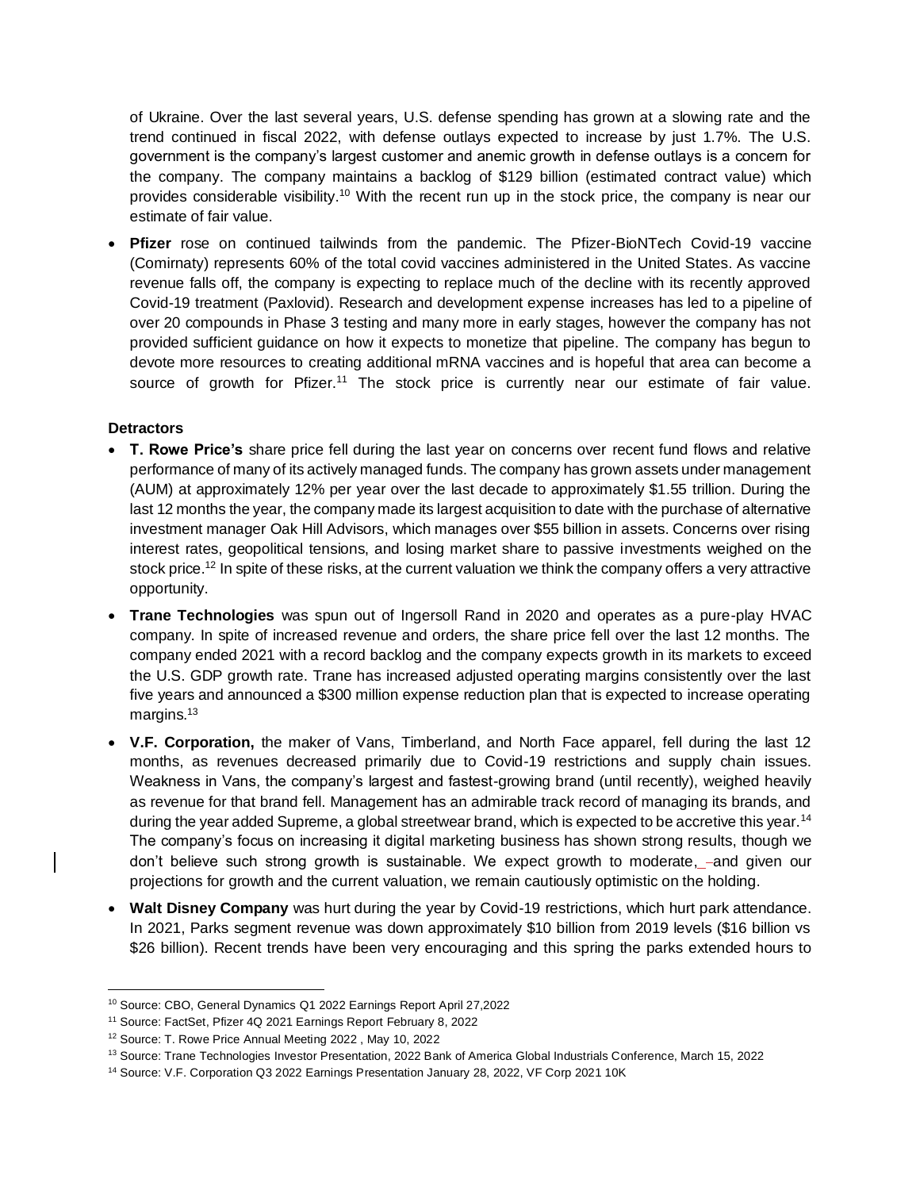of Ukraine. Over the last several years, U.S. defense spending has grown at a slowing rate and the trend continued in fiscal 2022, with defense outlays expected to increase by just 1.7%. The U.S. government is the company's largest customer and anemic growth in defense outlays is a concern for the company. The company maintains a backlog of $129 billion (estimated contract value) which provides considerable visibility.[10] With the recent run up in the stock price, the company is near our estimate of fair value.

- **Pfizer** rose on continued tailwinds from the pandemic. The Pfizer-BioNTech Covid-19 vaccine (Comirnaty) represents 60% of the total covid vaccines administered in the United States. As vaccine revenue falls off, the company is expecting to replace much of the decline with its recently approved Covid-19 treatment (Paxlovid). Research and development expense increases has led to a pipeline of over 20 compounds in Phase 3 testing and many more in early stages, however the company has not provided sufficient guidance on how it expects to monetize that pipeline. The company has begun to devote more resources to creating additional mRNA vaccines and is hopeful that area can become a source of growth for Pfizer.[11] The stock price is currently near our estimate of fair value.

**Detractors**

- **T. Rowe Price's** share price fell during the last year on concerns over recent fund flows and relative performance of many of its actively managed funds. The company has grown assets under management (AUM) at approximately 12% per year over the last decade to approximately $1.55 trillion. During the last 12 months the year, the company made its largest acquisition to date with the purchase of alternative investment manager Oak Hill Advisors, which manages over $55 billion in assets. Concerns over rising interest rates, geopolitical tensions, and losing market share to passive investments weighed on the stock price.[12] In spite of these risks, at the current valuation we think the company offers a very attractive opportunity.
- **Trane Technologies** was spun out of Ingersoll Rand in 2020 and operates as a pure-play HVAC company. In spite of increased revenue and orders, the share price fell over the last 12 months. The company ended 2021 with a record backlog and the company expects growth in its markets to exceed the U.S. GDP growth rate. Trane has increased adjusted operating margins consistently over the last five years and announced a $300 million expense reduction plan that is expected to increase operating margins.[13]
- **V.F. Corporation,** the maker of Vans, Timberland, and North Face apparel, fell during the last 12 months, as revenues decreased primarily due to Covid-19 restrictions and supply chain issues. Weakness in Vans, the company's largest and fastest-growing brand (until recently), weighed heavily as revenue for that brand fell. Management has an admirable track record of managing its brands, and during the year added Supreme, a global streetwear brand, which is expected to be accretive this year.[14] The company's focus on increasing it digital marketing business has shown strong results, though we don't believe such strong growth is sustainable. We expect growth to moderate, and given our projections for growth and the current valuation, we remain cautiously optimistic on the holding.
- **Walt Disney Company** was hurt during the year by Covid-19 restrictions, which hurt park attendance. In 2021, Parks segment revenue was down approximately $10 billion from 2019 levels ($16 billion vs $26 billion). Recent trends have been very encouraging and this spring the parks extended hours to

---

[10] Source: CBO, General Dynamics Q1 2022 Earnings Report April 27,2022

[11] Source: FactSet, Pfizer 4Q 2021 Earnings Report February 8, 2022

[12] Source: T. Rowe Price Annual Meeting 2022 , May 10, 2022

[13] Source: Trane Technologies Investor Presentation, 2022 Bank of America Global Industrials Conference, March 15, 2022

[14] Source: V.F. Corporation Q3 2022 Earnings Presentation January 28, 2022, VF Corp 2021 10K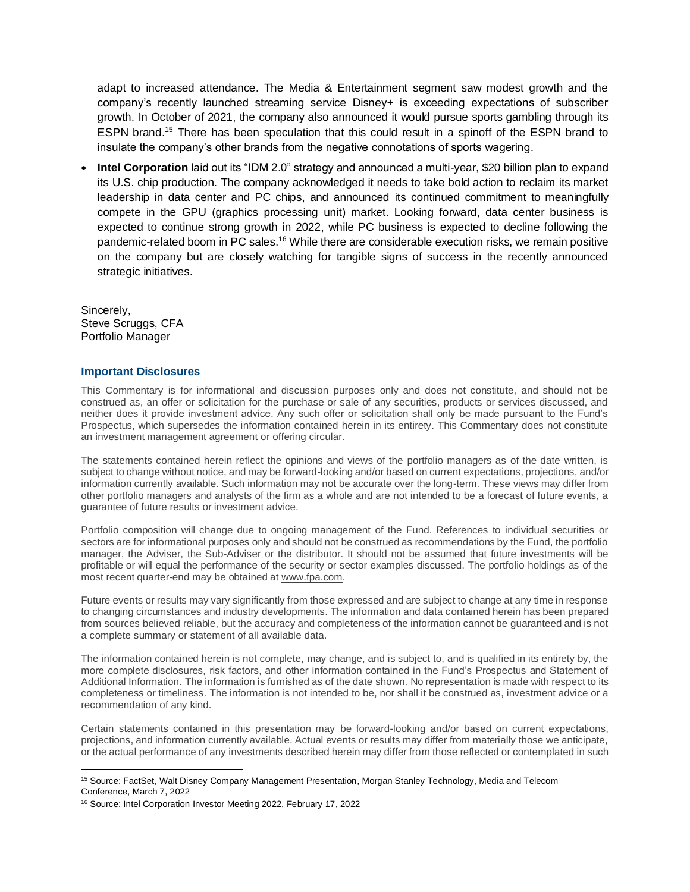adapt to increased attendance. The Media & Entertainment segment saw modest growth and the company's recently launched streaming service Disney+ is exceeding expectations of subscriber growth. In October of 2021, the company also announced it would pursue sports gambling through its ESPN brand.[15] There has been speculation that this could result in a spinoff of the ESPN brand to insulate the company's other brands from the negative connotations of sports wagering.

- **Intel Corporation** laid out its "IDM 2.0" strategy and announced a multi-year, $20 billion plan to expand its U.S. chip production. The company acknowledged it needs to take bold action to reclaim its market leadership in data center and PC chips, and announced its continued commitment to meaningfully compete in the GPU (graphics processing unit) market. Looking forward, data center business is expected to continue strong growth in 2022, while PC business is expected to decline following the pandemic-related boom in PC sales.[16] While there are considerable execution risks, we remain positive on the company but are closely watching for tangible signs of success in the recently announced strategic initiatives.

Sincerely,
Steve Scruggs, CFA
Portfolio Manager

## Important Disclosures

This Commentary is for informational and discussion purposes only and does not constitute, and should not be construed as, an offer or solicitation for the purchase or sale of any securities, products or services discussed, and neither does it provide investment advice. Any such offer or solicitation shall only be made pursuant to the Fund's Prospectus, which supersedes the information contained herein in its entirety. This Commentary does not constitute an investment management agreement or offering circular.

The statements contained herein reflect the opinions and views of the portfolio managers as of the date written, is subject to change without notice, and may be forward-looking and/or based on current expectations, projections, and/or information currently available. Such information may not be accurate over the long-term. These views may differ from other portfolio managers and analysts of the firm as a whole and are not intended to be a forecast of future events, a guarantee of future results or investment advice.

Portfolio composition will change due to ongoing management of the Fund. References to individual securities or sectors are for informational purposes only and should not be construed as recommendations by the Fund, the portfolio manager, the Adviser, the Sub-Adviser or the distributor. It should not be assumed that future investments will be profitable or will equal the performance of the security or sector examples discussed. The portfolio holdings as of the most recent quarter-end may be obtained at www.fpa.com.

Future events or results may vary significantly from those expressed and are subject to change at any time in response to changing circumstances and industry developments. The information and data contained herein has been prepared from sources believed reliable, but the accuracy and completeness of the information cannot be guaranteed and is not a complete summary or statement of all available data.

The information contained herein is not complete, may change, and is subject to, and is qualified in its entirety by, the more complete disclosures, risk factors, and other information contained in the Fund's Prospectus and Statement of Additional Information. The information is furnished as of the date shown. No representation is made with respect to its completeness or timeliness. The information is not intended to be, nor shall it be construed as, investment advice or a recommendation of any kind.

Certain statements contained in this presentation may be forward-looking and/or based on current expectations, projections, and information currently available. Actual events or results may differ from materially those we anticipate, or the actual performance of any investments described herein may differ from those reflected or contemplated in such

---

[15] Source: FactSet, Walt Disney Company Management Presentation, Morgan Stanley Technology, Media and Telecom Conference, March 7, 2022

[16] Source: Intel Corporation Investor Meeting 2022, February 17, 2022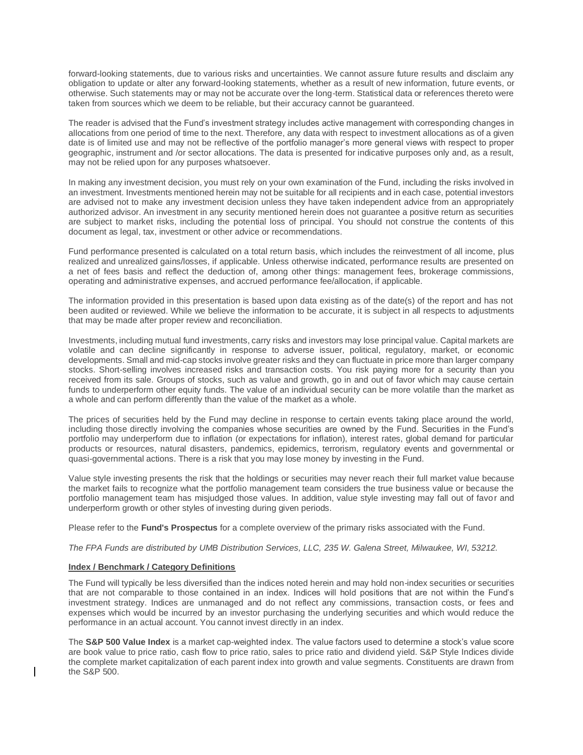forward-looking statements, due to various risks and uncertainties. We cannot assure future results and disclaim any obligation to update or alter any forward-looking statements, whether as a result of new information, future events, or otherwise. Such statements may or may not be accurate over the long-term. Statistical data or references thereto were taken from sources which we deem to be reliable, but their accuracy cannot be guaranteed.

The reader is advised that the Fund's investment strategy includes active management with corresponding changes in allocations from one period of time to the next. Therefore, any data with respect to investment allocations as of a given date is of limited use and may not be reflective of the portfolio manager's more general views with respect to proper geographic, instrument and /or sector allocations. The data is presented for indicative purposes only and, as a result, may not be relied upon for any purposes whatsoever.

In making any investment decision, you must rely on your own examination of the Fund, including the risks involved in an investment. Investments mentioned herein may not be suitable for all recipients and in each case, potential investors are advised not to make any investment decision unless they have taken independent advice from an appropriately authorized advisor. An investment in any security mentioned herein does not guarantee a positive return as securities are subject to market risks, including the potential loss of principal. You should not construe the contents of this document as legal, tax, investment or other advice or recommendations.

Fund performance presented is calculated on a total return basis, which includes the reinvestment of all income, plus realized and unrealized gains/losses, if applicable. Unless otherwise indicated, performance results are presented on a net of fees basis and reflect the deduction of, among other things: management fees, brokerage commissions, operating and administrative expenses, and accrued performance fee/allocation, if applicable.

The information provided in this presentation is based upon data existing as of the date(s) of the report and has not been audited or reviewed. While we believe the information to be accurate, it is subject in all respects to adjustments that may be made after proper review and reconciliation.

Investments, including mutual fund investments, carry risks and investors may lose principal value. Capital markets are volatile and can decline significantly in response to adverse issuer, political, regulatory, market, or economic developments. Small and mid-cap stocks involve greater risks and they can fluctuate in price more than larger company stocks. Short-selling involves increased risks and transaction costs. You risk paying more for a security than you received from its sale. Groups of stocks, such as value and growth, go in and out of favor which may cause certain funds to underperform other equity funds. The value of an individual security can be more volatile than the market as a whole and can perform differently than the value of the market as a whole.

The prices of securities held by the Fund may decline in response to certain events taking place around the world, including those directly involving the companies whose securities are owned by the Fund. Securities in the Fund's portfolio may underperform due to inflation (or expectations for inflation), interest rates, global demand for particular products or resources, natural disasters, pandemics, epidemics, terrorism, regulatory events and governmental or quasi-governmental actions. There is a risk that you may lose money by investing in the Fund.

Value style investing presents the risk that the holdings or securities may never reach their full market value because the market fails to recognize what the portfolio management team considers the true business value or because the portfolio management team has misjudged those values. In addition, value style investing may fall out of favor and underperform growth or other styles of investing during given periods.

Please refer to the **Fund's Prospectus** for a complete overview of the primary risks associated with the Fund.

*The FPA Funds are distributed by UMB Distribution Services, LLC, 235 W. Galena Street, Milwaukee, WI, 53212.*

**Index / Benchmark / Category Definitions**

The Fund will typically be less diversified than the indices noted herein and may hold non-index securities or securities that are not comparable to those contained in an index. Indices will hold positions that are not within the Fund's investment strategy. Indices are unmanaged and do not reflect any commissions, transaction costs, or fees and expenses which would be incurred by an investor purchasing the underlying securities and which would reduce the performance in an actual account. You cannot invest directly in an index.

The **S&P 500 Value Index** is a market cap-weighted index. The value factors used to determine a stock's value score are book value to price ratio, cash flow to price ratio, sales to price ratio and dividend yield. S&P Style Indices divide the complete market capitalization of each parent index into growth and value segments. Constituents are drawn from the S&P 500.